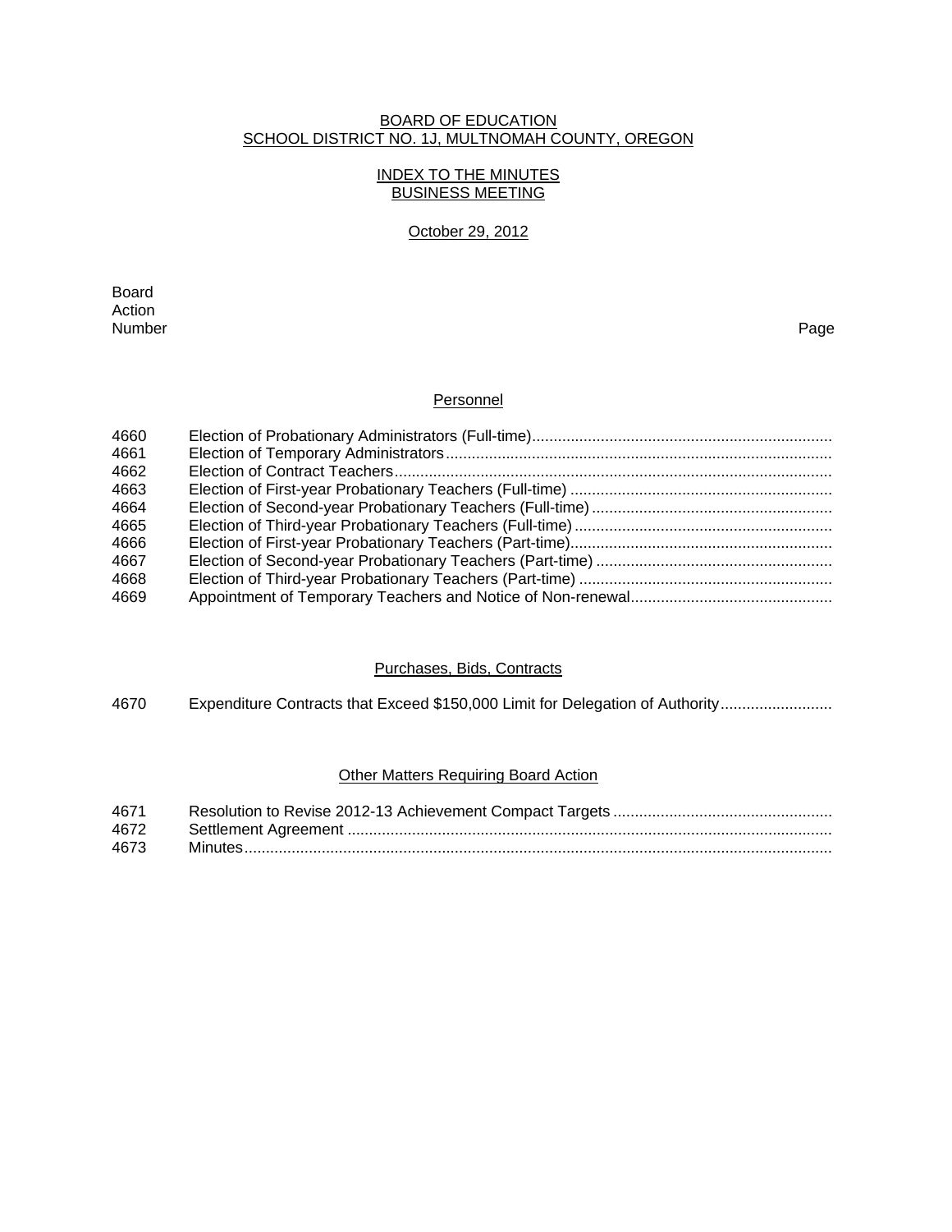# BOARD OF EDUCATION
# SCHOOL DISTRICT NO. 1J, MULTNOMAH COUNTY, OREGON

## INDEX TO THE MINUTES
## BUSINESS MEETING

October 29, 2012

| Board Action Number | | Page |
|---|---|---|
| | **Personnel** | |
| 4660 | Election of Probationary Administrators (Full-time) | |
| 4661 | Election of Temporary Administrators | |
| 4662 | Election of Contract Teachers | |
| 4663 | Election of First-year Probationary Teachers (Full-time) | |
| 4664 | Election of Second-year Probationary Teachers (Full-time) | |
| 4665 | Election of Third-year Probationary Teachers (Full-time) | |
| 4666 | Election of First-year Probationary Teachers (Part-time) | |
| 4667 | Election of Second-year Probationary Teachers (Part-time) | |
| 4668 | Election of Third-year Probationary Teachers (Part-time) | |
| 4669 | Appointment of Temporary Teachers and Notice of Non-renewal | |
| | **Purchases, Bids, Contracts** | |
| 4670 | Expenditure Contracts that Exceed $150,000 Limit for Delegation of Authority | |
| | **Other Matters Requiring Board Action** | |
| 4671 | Resolution to Revise 2012-13 Achievement Compact Targets | |
| 4672 | Settlement Agreement | |
| 4673 | Minutes | |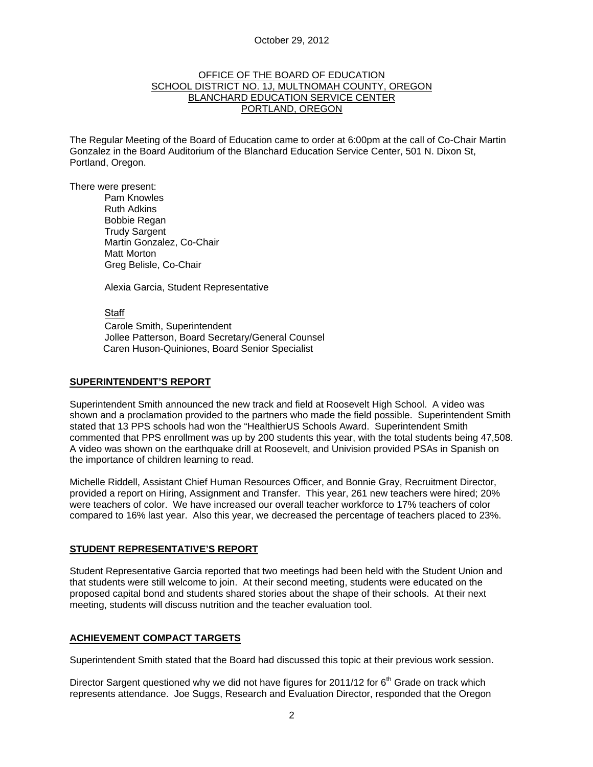October 29, 2012

OFFICE OF THE BOARD OF EDUCATION
SCHOOL DISTRICT NO. 1J, MULTNOMAH COUNTY, OREGON
BLANCHARD EDUCATION SERVICE CENTER
PORTLAND, OREGON

The Regular Meeting of the Board of Education came to order at 6:00pm at the call of Co-Chair Martin Gonzalez in the Board Auditorium of the Blanchard Education Service Center, 501 N. Dixon St, Portland, Oregon.

There were present:

Pam Knowles
Ruth Adkins
Bobbie Regan
Trudy Sargent
Martin Gonzalez, Co-Chair
Matt Morton
Greg Belisle, Co-Chair

Alexia Garcia, Student Representative

Staff

Carole Smith, Superintendent
Jollee Patterson, Board Secretary/General Counsel
Caren Huson-Quiniones, Board Senior Specialist

## SUPERINTENDENT'S REPORT

Superintendent Smith announced the new track and field at Roosevelt High School. A video was shown and a proclamation provided to the partners who made the field possible. Superintendent Smith stated that 13 PPS schools had won the "HealthierUS Schools Award. Superintendent Smith commented that PPS enrollment was up by 200 students this year, with the total students being 47,508. A video was shown on the earthquake drill at Roosevelt, and Univision provided PSAs in Spanish on the importance of children learning to read.

Michelle Riddell, Assistant Chief Human Resources Officer, and Bonnie Gray, Recruitment Director, provided a report on Hiring, Assignment and Transfer. This year, 261 new teachers were hired; 20% were teachers of color. We have increased our overall teacher workforce to 17% teachers of color compared to 16% last year. Also this year, we decreased the percentage of teachers placed to 23%.

## STUDENT REPRESENTATIVE'S REPORT

Student Representative Garcia reported that two meetings had been held with the Student Union and that students were still welcome to join. At their second meeting, students were educated on the proposed capital bond and students shared stories about the shape of their schools. At their next meeting, students will discuss nutrition and the teacher evaluation tool.

## ACHIEVEMENT COMPACT TARGETS

Superintendent Smith stated that the Board had discussed this topic at their previous work session.

Director Sargent questioned why we did not have figures for 2011/12 for 6th Grade on track which represents attendance. Joe Suggs, Research and Evaluation Director, responded that the Oregon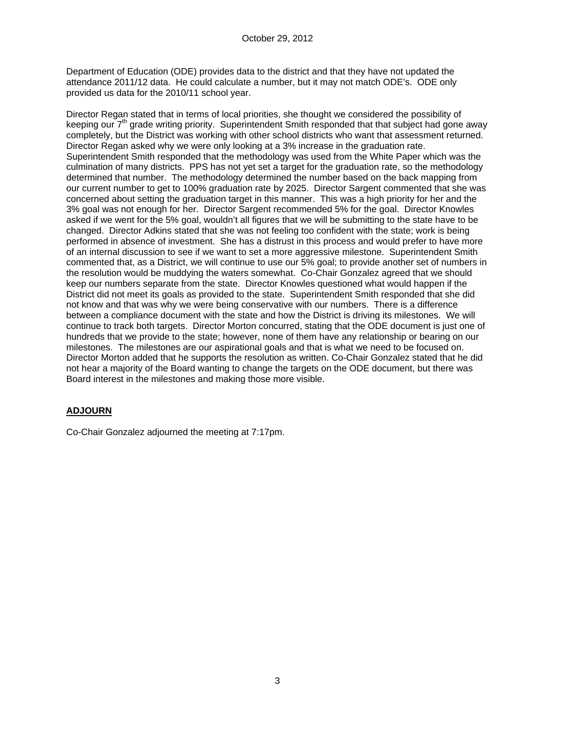Department of Education (ODE) provides data to the district and that they have not updated the attendance 2011/12 data. He could calculate a number, but it may not match ODE's. ODE only provided us data for the 2010/11 school year.

Director Regan stated that in terms of local priorities, she thought we considered the possibility of keeping our 7th grade writing priority. Superintendent Smith responded that that subject had gone away completely, but the District was working with other school districts who want that assessment returned. Director Regan asked why we were only looking at a 3% increase in the graduation rate. Superintendent Smith responded that the methodology was used from the White Paper which was the culmination of many districts. PPS has not yet set a target for the graduation rate, so the methodology determined that number. The methodology determined the number based on the back mapping from our current number to get to 100% graduation rate by 2025. Director Sargent commented that she was concerned about setting the graduation target in this manner. This was a high priority for her and the 3% goal was not enough for her. Director Sargent recommended 5% for the goal. Director Knowles asked if we went for the 5% goal, wouldn't all figures that we will be submitting to the state have to be changed. Director Adkins stated that she was not feeling too confident with the state; work is being performed in absence of investment. She has a distrust in this process and would prefer to have more of an internal discussion to see if we want to set a more aggressive milestone. Superintendent Smith commented that, as a District, we will continue to use our 5% goal; to provide another set of numbers in the resolution would be muddying the waters somewhat. Co-Chair Gonzalez agreed that we should keep our numbers separate from the state. Director Knowles questioned what would happen if the District did not meet its goals as provided to the state. Superintendent Smith responded that she did not know and that was why we were being conservative with our numbers. There is a difference between a compliance document with the state and how the District is driving its milestones. We will continue to track both targets. Director Morton concurred, stating that the ODE document is just one of hundreds that we provide to the state; however, none of them have any relationship or bearing on our milestones. The milestones are our aspirational goals and that is what we need to be focused on. Director Morton added that he supports the resolution as written. Co-Chair Gonzalez stated that he did not hear a majority of the Board wanting to change the targets on the ODE document, but there was Board interest in the milestones and making those more visible.

## ADJOURN

Co-Chair Gonzalez adjourned the meeting at 7:17pm.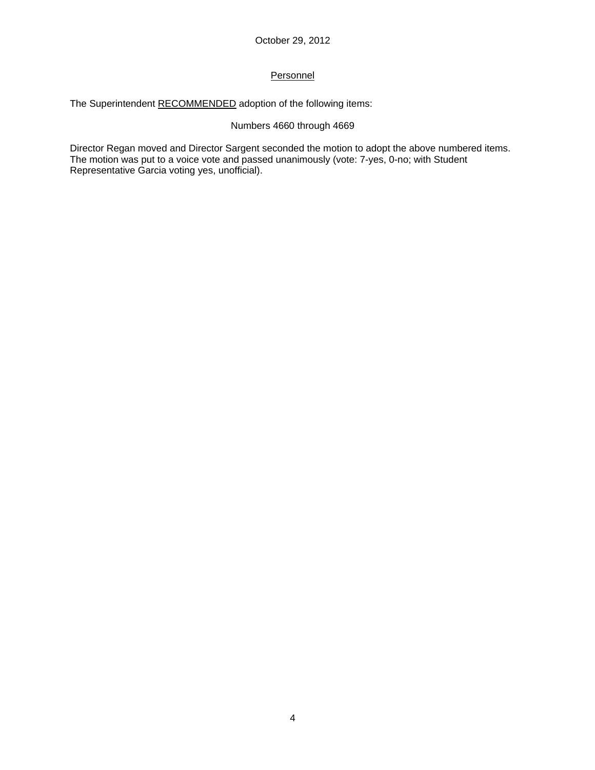October 29, 2012

## Personnel

The Superintendent RECOMMENDED adoption of the following items:

Numbers 4660 through 4669

Director Regan moved and Director Sargent seconded the motion to adopt the above numbered items. The motion was put to a voice vote and passed unanimously (vote: 7-yes, 0-no; with Student Representative Garcia voting yes, unofficial).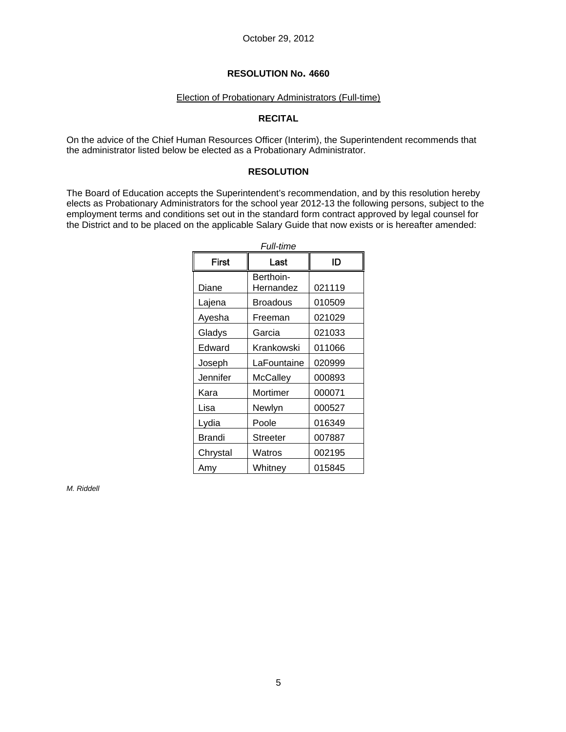October 29, 2012

## RESOLUTION No. 4660

Election of Probationary Administrators (Full-time)

### RECITAL

On the advice of the Chief Human Resources Officer (Interim), the Superintendent recommends that the administrator listed below be elected as a Probationary Administrator.

### RESOLUTION

The Board of Education accepts the Superintendent's recommendation, and by this resolution hereby elects as Probationary Administrators for the school year 2012-13 the following persons, subject to the employment terms and conditions set out in the standard form contract approved by legal counsel for the District and to be placed on the applicable Salary Guide that now exists or is hereafter amended:

*Full-time*

| First | Last | ID |
|---|---|---|
| Diane | Berthoin-Hernandez | 021119 |
| Lajena | Broadous | 010509 |
| Ayesha | Freeman | 021029 |
| Gladys | Garcia | 021033 |
| Edward | Krankowski | 011066 |
| Joseph | LaFountaine | 020999 |
| Jennifer | McCalley | 000893 |
| Kara | Mortimer | 000071 |
| Lisa | Newlyn | 000527 |
| Lydia | Poole | 016349 |
| Brandi | Streeter | 007887 |
| Chrystal | Watros | 002195 |
| Amy | Whitney | 015845 |

*M. Riddell*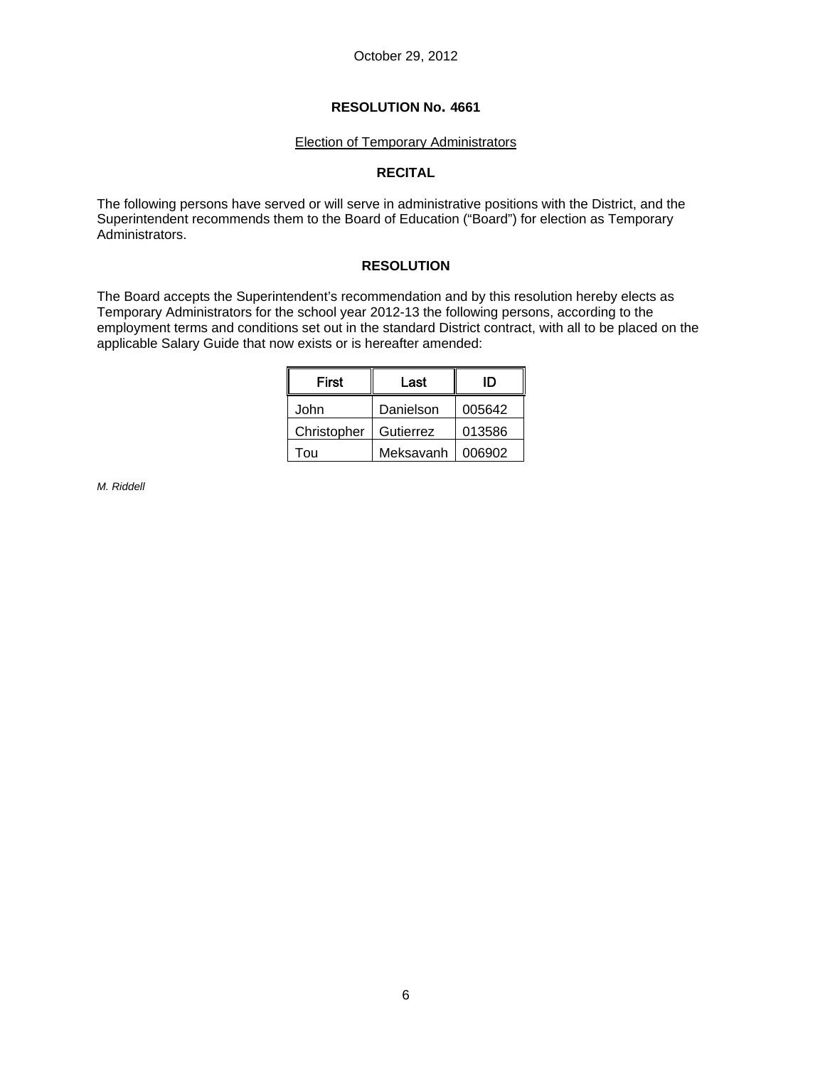October 29, 2012

# RESOLUTION No. 4661

Election of Temporary Administrators

## RECITAL

The following persons have served or will serve in administrative positions with the District, and the Superintendent recommends them to the Board of Education ("Board") for election as Temporary Administrators.

## RESOLUTION

The Board accepts the Superintendent's recommendation and by this resolution hereby elects as Temporary Administrators for the school year 2012-13 the following persons, according to the employment terms and conditions set out in the standard District contract, with all to be placed on the applicable Salary Guide that now exists or is hereafter amended:

| First | Last | ID |
|---|---|---|
| John | Danielson | 005642 |
| Christopher | Gutierrez | 013586 |
| Tou | Meksavanh | 006902 |

*M. Riddell*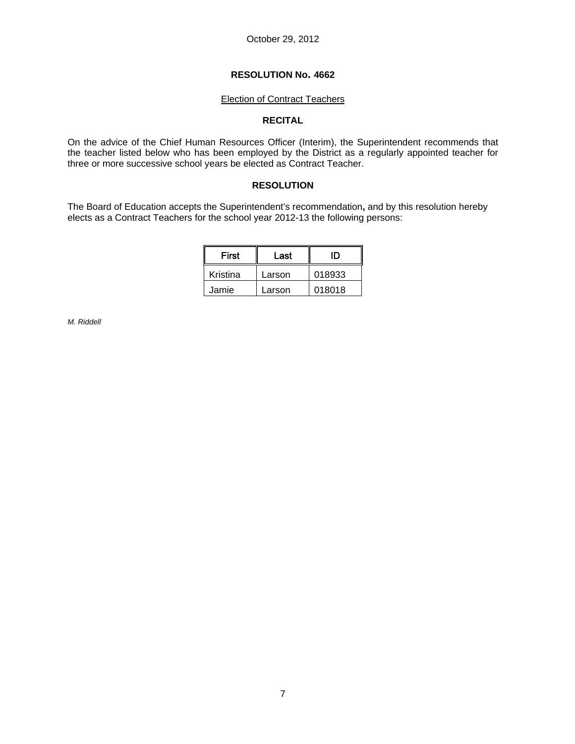October 29, 2012

# RESOLUTION No. 4662

Election of Contract Teachers

## RECITAL

On the advice of the Chief Human Resources Officer (Interim), the Superintendent recommends that the teacher listed below who has been employed by the District as a regularly appointed teacher for three or more successive school years be elected as Contract Teacher.

## RESOLUTION

The Board of Education accepts the Superintendent's recommendation**,** and by this resolution hereby elects as a Contract Teachers for the school year 2012-13 the following persons:

| First | Last | ID |
|---|---|---|
| Kristina | Larson | 018933 |
| Jamie | Larson | 018018 |

*M. Riddell*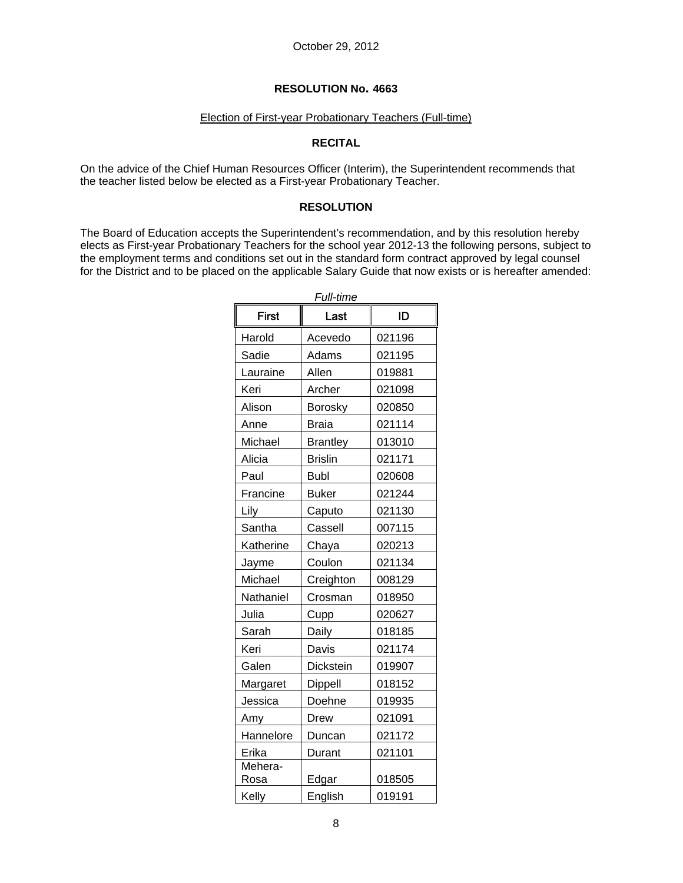October 29, 2012

**RESOLUTION No. 4663**

Election of First-year Probationary Teachers (Full-time)

**RECITAL**

On the advice of the Chief Human Resources Officer (Interim), the Superintendent recommends that the teacher listed below be elected as a First-year Probationary Teacher.

**RESOLUTION**

The Board of Education accepts the Superintendent's recommendation, and by this resolution hereby elects as First-year Probationary Teachers for the school year 2012-13 the following persons, subject to the employment terms and conditions set out in the standard form contract approved by legal counsel for the District and to be placed on the applicable Salary Guide that now exists or is hereafter amended:

*Full-time*

| First | Last | ID |
|---|---|---|
| Harold | Acevedo | 021196 |
| Sadie | Adams | 021195 |
| Lauraine | Allen | 019881 |
| Keri | Archer | 021098 |
| Alison | Borosky | 020850 |
| Anne | Braia | 021114 |
| Michael | Brantley | 013010 |
| Alicia | Brislin | 021171 |
| Paul | Bubl | 020608 |
| Francine | Buker | 021244 |
| Lily | Caputo | 021130 |
| Santha | Cassell | 007115 |
| Katherine | Chaya | 020213 |
| Jayme | Coulon | 021134 |
| Michael | Creighton | 008129 |
| Nathaniel | Crosman | 018950 |
| Julia | Cupp | 020627 |
| Sarah | Daily | 018185 |
| Keri | Davis | 021174 |
| Galen | Dickstein | 019907 |
| Margaret | Dippell | 018152 |
| Jessica | Doehne | 019935 |
| Amy | Drew | 021091 |
| Hannelore | Duncan | 021172 |
| Erika | Durant | 021101 |
| Mehera-Rosa | Edgar | 018505 |
| Kelly | English | 019191 |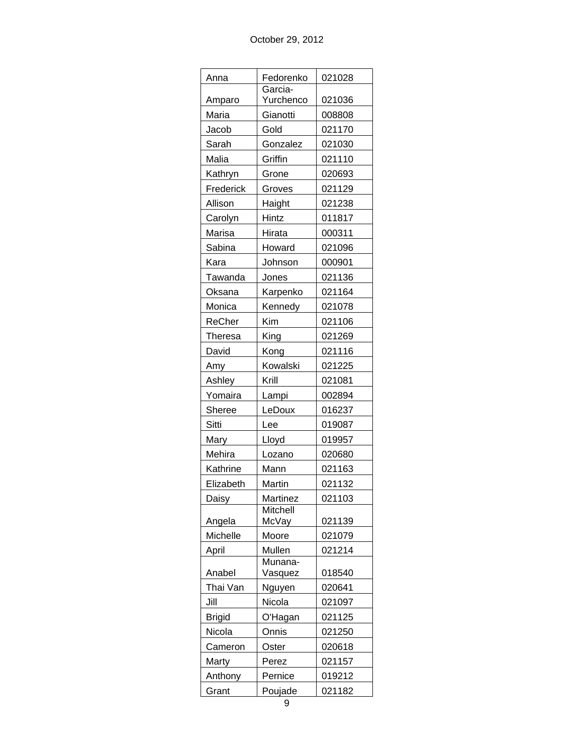| | | |
|---|---|---|
| Anna | Fedorenko | 021028 |
| Amparo | Garcia-Yurchenco | 021036 |
| Maria | Gianotti | 008808 |
| Jacob | Gold | 021170 |
| Sarah | Gonzalez | 021030 |
| Malia | Griffin | 021110 |
| Kathryn | Grone | 020693 |
| Frederick | Groves | 021129 |
| Allison | Haight | 021238 |
| Carolyn | Hintz | 011817 |
| Marisa | Hirata | 000311 |
| Sabina | Howard | 021096 |
| Kara | Johnson | 000901 |
| Tawanda | Jones | 021136 |
| Oksana | Karpenko | 021164 |
| Monica | Kennedy | 021078 |
| ReCher | Kim | 021106 |
| Theresa | King | 021269 |
| David | Kong | 021116 |
| Amy | Kowalski | 021225 |
| Ashley | Krill | 021081 |
| Yomaira | Lampi | 002894 |
| Sheree | LeDoux | 016237 |
| Sitti | Lee | 019087 |
| Mary | Lloyd | 019957 |
| Mehira | Lozano | 020680 |
| Kathrine | Mann | 021163 |
| Elizabeth | Martin | 021132 |
| Daisy | Martinez | 021103 |
| Angela | Mitchell McVay | 021139 |
| Michelle | Moore | 021079 |
| April | Mullen | 021214 |
| Anabel | Munana-Vasquez | 018540 |
| Thai Van | Nguyen | 020641 |
| Jill | Nicola | 021097 |
| Brigid | O'Hagan | 021125 |
| Nicola | Onnis | 021250 |
| Cameron | Oster | 020618 |
| Marty | Perez | 021157 |
| Anthony | Pernice | 019212 |
| Grant | Poujade | 021182 |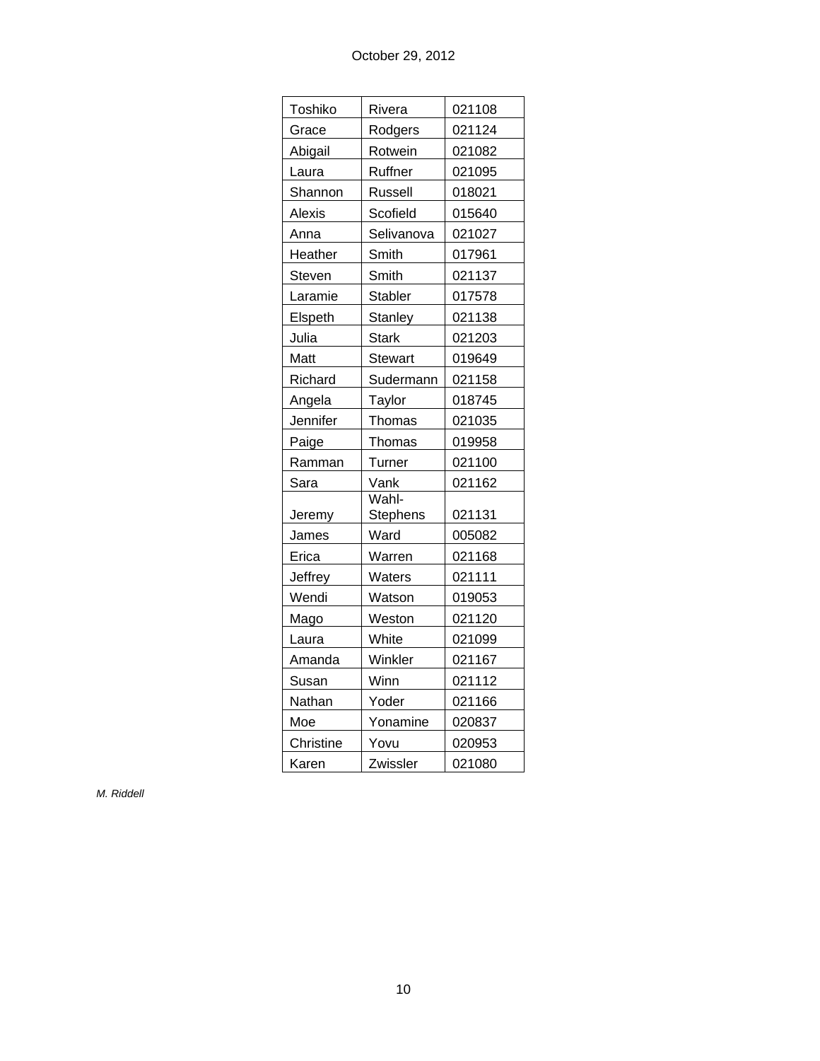| | | |
|---|---|---|
| Toshiko | Rivera | 021108 |
| Grace | Rodgers | 021124 |
| Abigail | Rotwein | 021082 |
| Laura | Ruffner | 021095 |
| Shannon | Russell | 018021 |
| Alexis | Scofield | 015640 |
| Anna | Selivanova | 021027 |
| Heather | Smith | 017961 |
| Steven | Smith | 021137 |
| Laramie | Stabler | 017578 |
| Elspeth | Stanley | 021138 |
| Julia | Stark | 021203 |
| Matt | Stewart | 019649 |
| Richard | Sudermann | 021158 |
| Angela | Taylor | 018745 |
| Jennifer | Thomas | 021035 |
| Paige | Thomas | 019958 |
| Ramman | Turner | 021100 |
| Sara | Vank | 021162 |
| Jeremy | Wahl-Stephens | 021131 |
| James | Ward | 005082 |
| Erica | Warren | 021168 |
| Jeffrey | Waters | 021111 |
| Wendi | Watson | 019053 |
| Mago | Weston | 021120 |
| Laura | White | 021099 |
| Amanda | Winkler | 021167 |
| Susan | Winn | 021112 |
| Nathan | Yoder | 021166 |
| Moe | Yonamine | 020837 |
| Christine | Yovu | 020953 |
| Karen | Zwissler | 021080 |

*M. Riddell*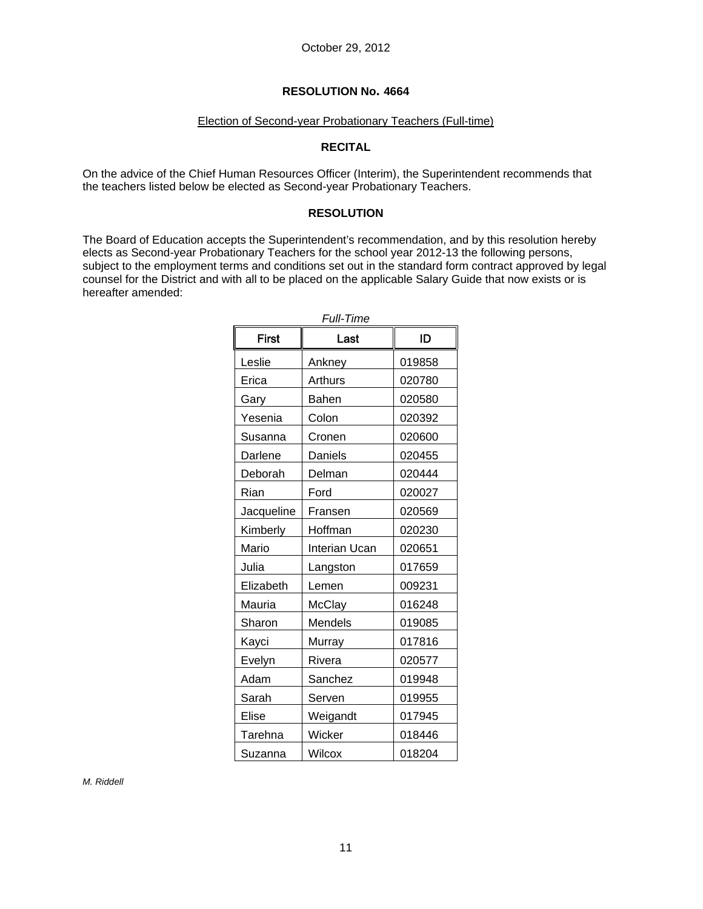October 29, 2012

**RESOLUTION No. 4664**

Election of Second-year Probationary Teachers (Full-time)

**RECITAL**

On the advice of the Chief Human Resources Officer (Interim), the Superintendent recommends that the teachers listed below be elected as Second-year Probationary Teachers.

**RESOLUTION**

The Board of Education accepts the Superintendent's recommendation, and by this resolution hereby elects as Second-year Probationary Teachers for the school year 2012-13 the following persons, subject to the employment terms and conditions set out in the standard form contract approved by legal counsel for the District and with all to be placed on the applicable Salary Guide that now exists or is hereafter amended:

*Full-Time*

| First | Last | ID |
|---|---|---|
| Leslie | Ankney | 019858 |
| Erica | Arthurs | 020780 |
| Gary | Bahen | 020580 |
| Yesenia | Colon | 020392 |
| Susanna | Cronen | 020600 |
| Darlene | Daniels | 020455 |
| Deborah | Delman | 020444 |
| Rian | Ford | 020027 |
| Jacqueline | Fransen | 020569 |
| Kimberly | Hoffman | 020230 |
| Mario | Interian Ucan | 020651 |
| Julia | Langston | 017659 |
| Elizabeth | Lemen | 009231 |
| Mauria | McClay | 016248 |
| Sharon | Mendels | 019085 |
| Kayci | Murray | 017816 |
| Evelyn | Rivera | 020577 |
| Adam | Sanchez | 019948 |
| Sarah | Serven | 019955 |
| Elise | Weigandt | 017945 |
| Tarehna | Wicker | 018446 |
| Suzanna | Wilcox | 018204 |

*M. Riddell*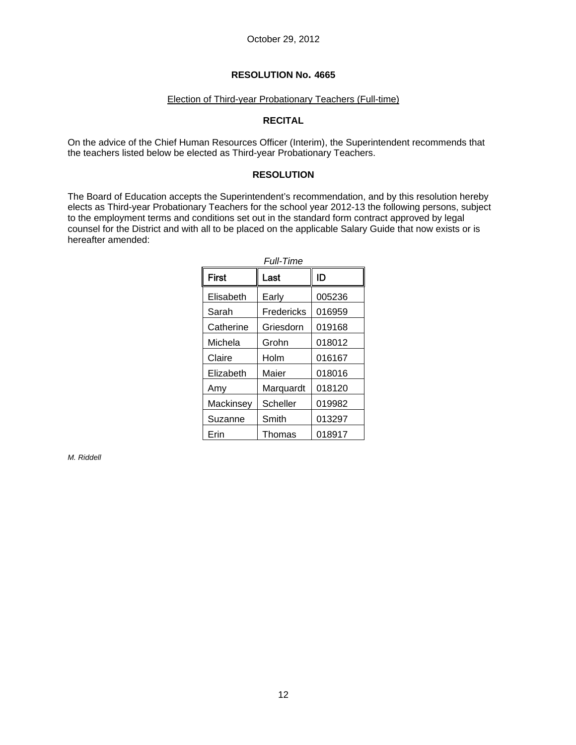October 29, 2012

# RESOLUTION No. 4665

Election of Third-year Probationary Teachers (Full-time)

## RECITAL

On the advice of the Chief Human Resources Officer (Interim), the Superintendent recommends that the teachers listed below be elected as Third-year Probationary Teachers.

## RESOLUTION

The Board of Education accepts the Superintendent's recommendation, and by this resolution hereby elects as Third-year Probationary Teachers for the school year 2012-13 the following persons, subject to the employment terms and conditions set out in the standard form contract approved by legal counsel for the District and with all to be placed on the applicable Salary Guide that now exists or is hereafter amended:

*Full-Time*

| First | Last | ID |
|---|---|---|
| Elisabeth | Early | 005236 |
| Sarah | Fredericks | 016959 |
| Catherine | Griesdorn | 019168 |
| Michela | Grohn | 018012 |
| Claire | Holm | 016167 |
| Elizabeth | Maier | 018016 |
| Amy | Marquardt | 018120 |
| Mackinsey | Scheller | 019982 |
| Suzanne | Smith | 013297 |
| Erin | Thomas | 018917 |

*M. Riddell*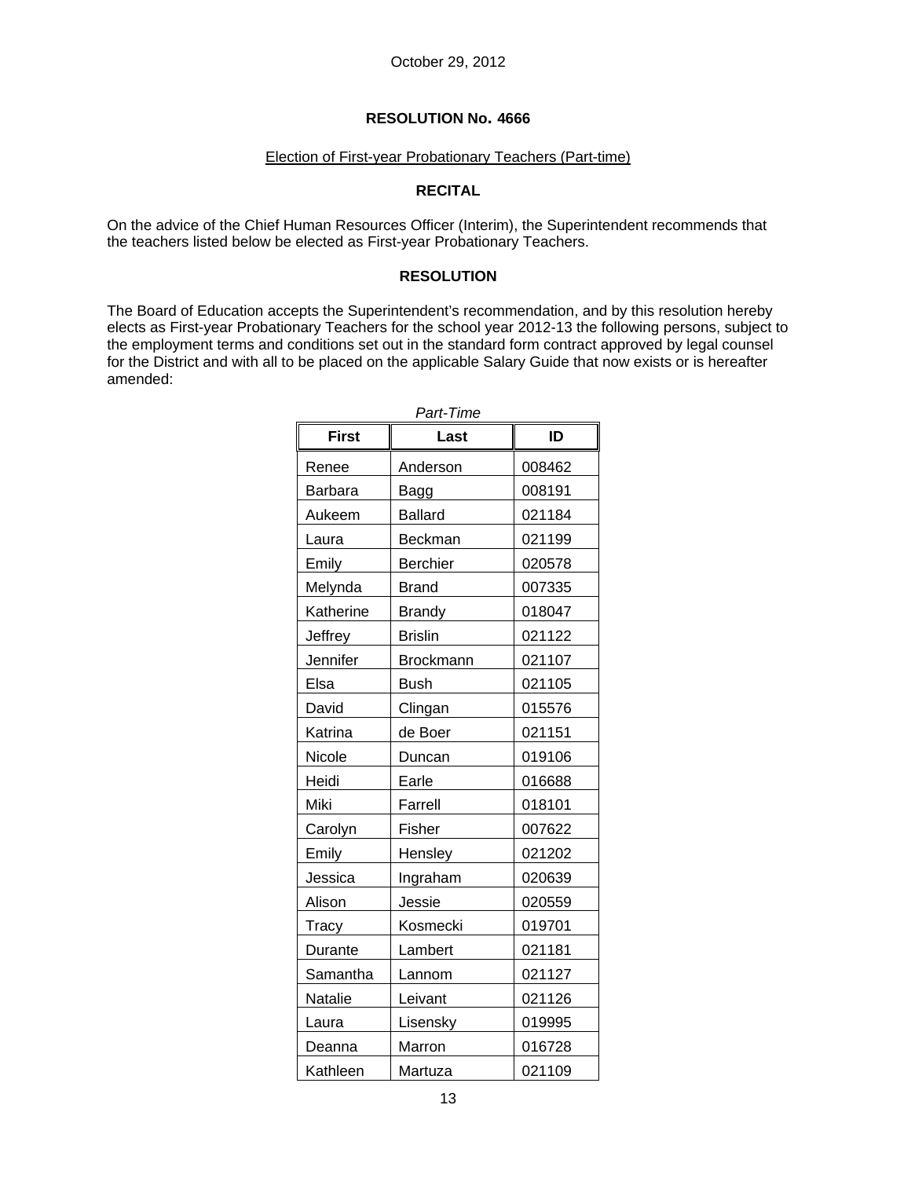October 29, 2012

## RESOLUTION No. 4666

Election of First-year Probationary Teachers (Part-time)

### RECITAL

On the advice of the Chief Human Resources Officer (Interim), the Superintendent recommends that the teachers listed below be elected as First-year Probationary Teachers.

### RESOLUTION

The Board of Education accepts the Superintendent's recommendation, and by this resolution hereby elects as First-year Probationary Teachers for the school year 2012-13 the following persons, subject to the employment terms and conditions set out in the standard form contract approved by legal counsel for the District and with all to be placed on the applicable Salary Guide that now exists or is hereafter amended:

*Part-Time*

| First | Last | ID |
|---|---|---|
| Renee | Anderson | 008462 |
| Barbara | Bagg | 008191 |
| Aukeem | Ballard | 021184 |
| Laura | Beckman | 021199 |
| Emily | Berchier | 020578 |
| Melynda | Brand | 007335 |
| Katherine | Brandy | 018047 |
| Jeffrey | Brislin | 021122 |
| Jennifer | Brockmann | 021107 |
| Elsa | Bush | 021105 |
| David | Clingan | 015576 |
| Katrina | de Boer | 021151 |
| Nicole | Duncan | 019106 |
| Heidi | Earle | 016688 |
| Miki | Farrell | 018101 |
| Carolyn | Fisher | 007622 |
| Emily | Hensley | 021202 |
| Jessica | Ingraham | 020639 |
| Alison | Jessie | 020559 |
| Tracy | Kosmecki | 019701 |
| Durante | Lambert | 021181 |
| Samantha | Lannom | 021127 |
| Natalie | Leivant | 021126 |
| Laura | Lisensky | 019995 |
| Deanna | Marron | 016728 |
| Kathleen | Martuza | 021109 |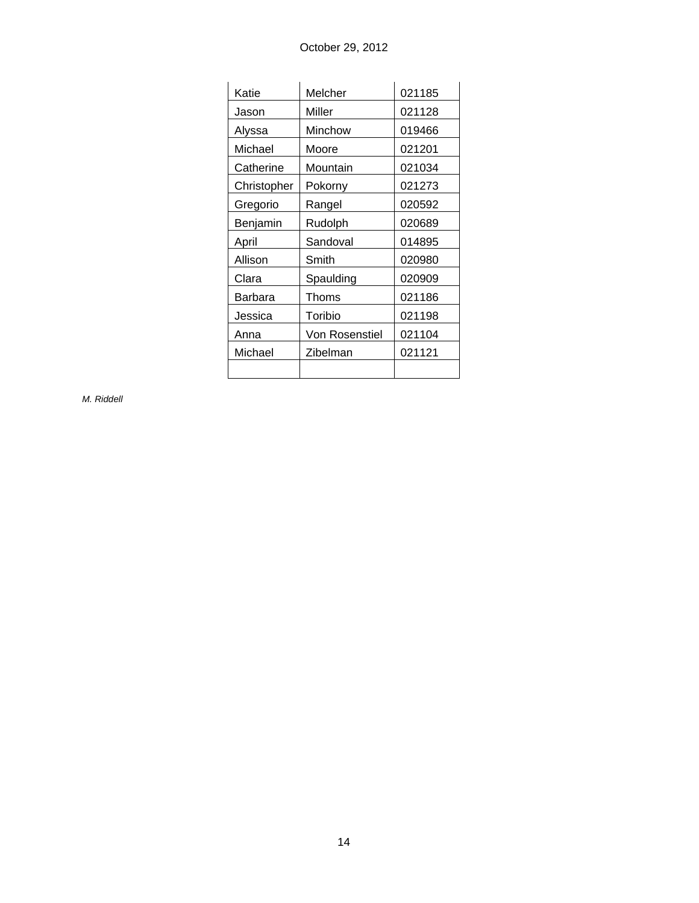| | | |
|---|---|---|
| Katie | Melcher | 021185 |
| Jason | Miller | 021128 |
| Alyssa | Minchow | 019466 |
| Michael | Moore | 021201 |
| Catherine | Mountain | 021034 |
| Christopher | Pokorny | 021273 |
| Gregorio | Rangel | 020592 |
| Benjamin | Rudolph | 020689 |
| April | Sandoval | 014895 |
| Allison | Smith | 020980 |
| Clara | Spaulding | 020909 |
| Barbara | Thoms | 021186 |
| Jessica | Toribio | 021198 |
| Anna | Von Rosenstiel | 021104 |
| Michael | Zibelman | 021121 |
| | | |

*M. Riddell*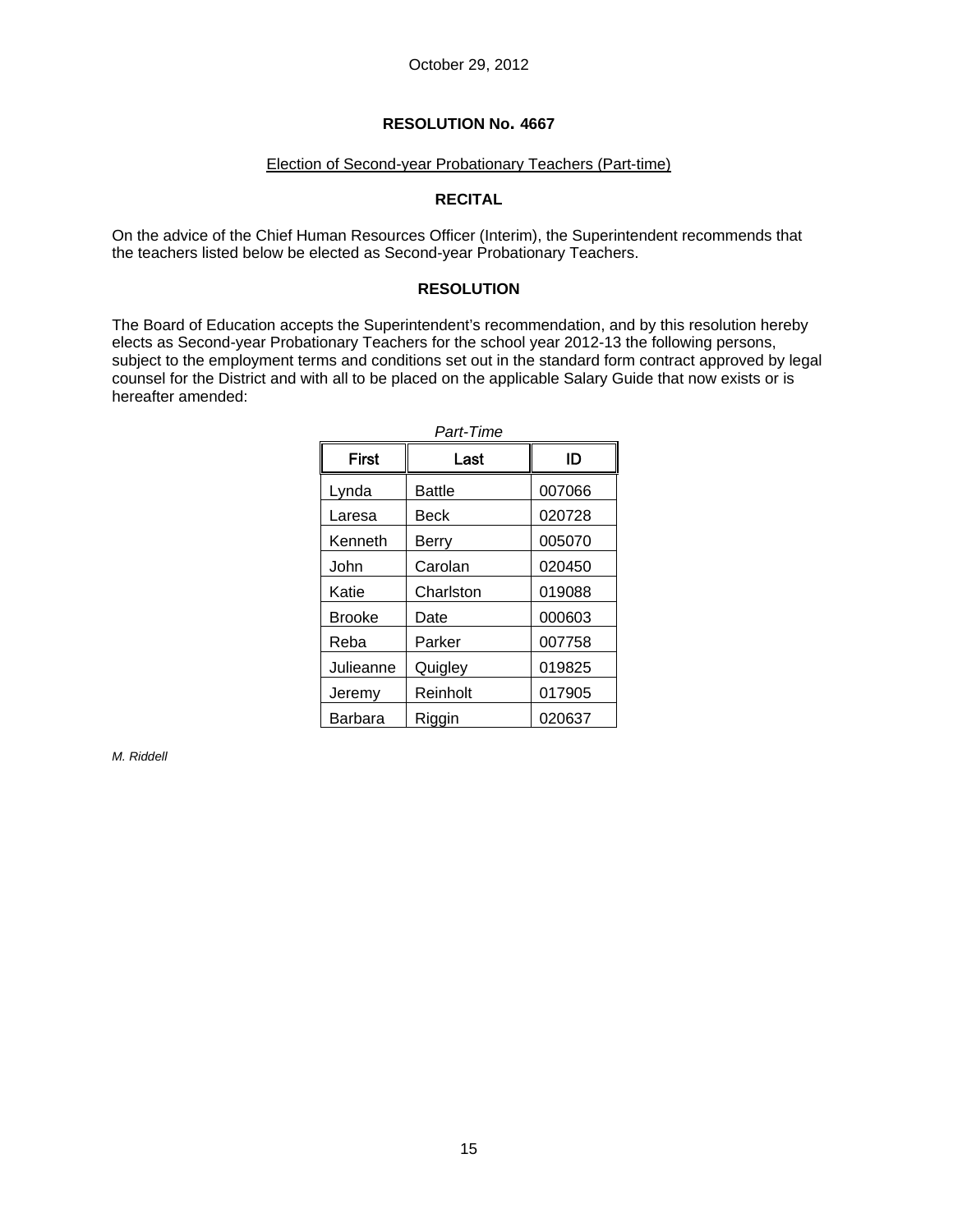October 29, 2012

# RESOLUTION No. 4667

Election of Second-year Probationary Teachers (Part-time)

## RECITAL

On the advice of the Chief Human Resources Officer (Interim), the Superintendent recommends that the teachers listed below be elected as Second-year Probationary Teachers.

## RESOLUTION

The Board of Education accepts the Superintendent's recommendation, and by this resolution hereby elects as Second-year Probationary Teachers for the school year 2012-13 the following persons, subject to the employment terms and conditions set out in the standard form contract approved by legal counsel for the District and with all to be placed on the applicable Salary Guide that now exists or is hereafter amended:

*Part-Time*

| First | Last | ID |
|---|---|---|
| Lynda | Battle | 007066 |
| Laresa | Beck | 020728 |
| Kenneth | Berry | 005070 |
| John | Carolan | 020450 |
| Katie | Charlston | 019088 |
| Brooke | Date | 000603 |
| Reba | Parker | 007758 |
| Julieanne | Quigley | 019825 |
| Jeremy | Reinholt | 017905 |
| Barbara | Riggin | 020637 |

*M. Riddell*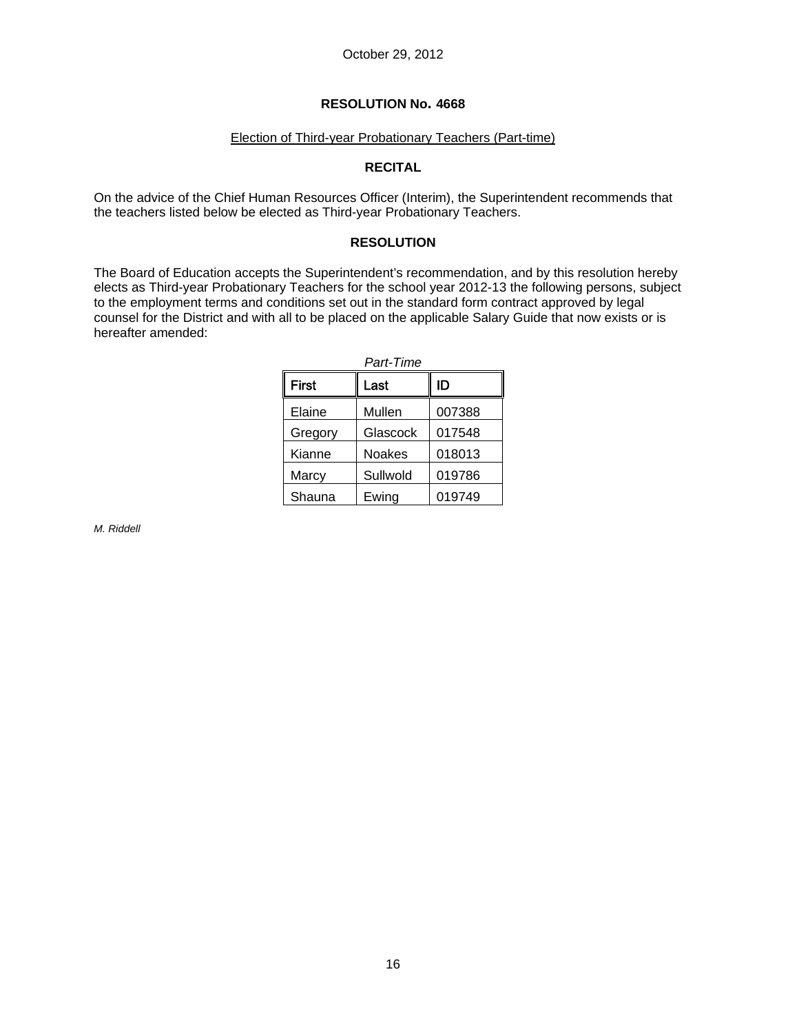October 29, 2012

## RESOLUTION No. 4668

Election of Third-year Probationary Teachers (Part-time)

### RECITAL

On the advice of the Chief Human Resources Officer (Interim), the Superintendent recommends that the teachers listed below be elected as Third-year Probationary Teachers.

### RESOLUTION

The Board of Education accepts the Superintendent's recommendation, and by this resolution hereby elects as Third-year Probationary Teachers for the school year 2012-13 the following persons, subject to the employment terms and conditions set out in the standard form contract approved by legal counsel for the District and with all to be placed on the applicable Salary Guide that now exists or is hereafter amended:

*Part-Time*

| First | Last | ID |
|---|---|---|
| Elaine | Mullen | 007388 |
| Gregory | Glascock | 017548 |
| Kianne | Noakes | 018013 |
| Marcy | Sullwold | 019786 |
| Shauna | Ewing | 019749 |

*M. Riddell*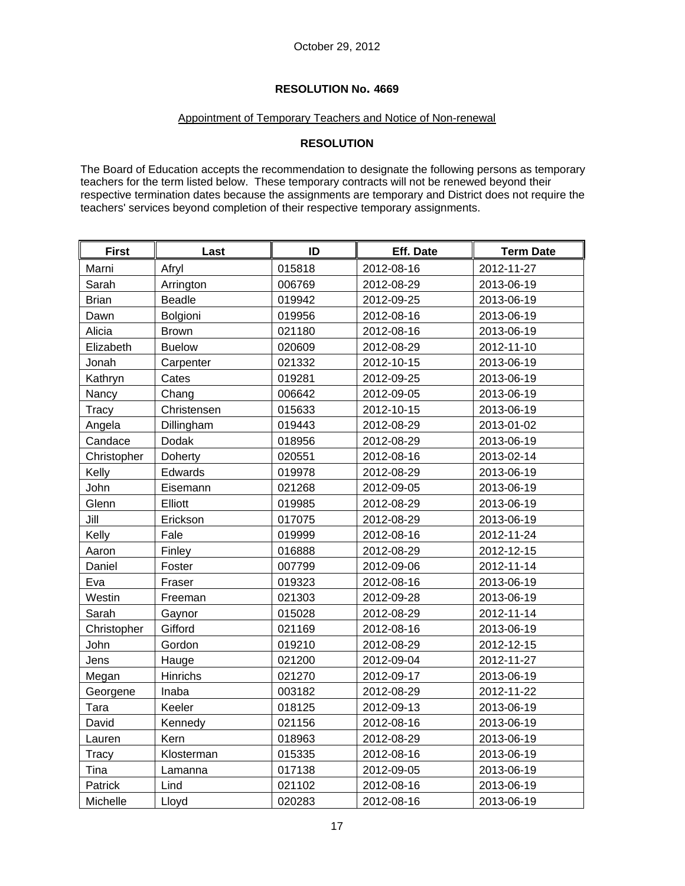October 29, 2012

## RESOLUTION No. 4669

Appointment of Temporary Teachers and Notice of Non-renewal

### RESOLUTION

The Board of Education accepts the recommendation to designate the following persons as temporary teachers for the term listed below. These temporary contracts will not be renewed beyond their respective termination dates because the assignments are temporary and District does not require the teachers' services beyond completion of their respective temporary assignments.

| First | Last | ID | Eff. Date | Term Date |
|---|---|---|---|---|
| Marni | Afryl | 015818 | 2012-08-16 | 2012-11-27 |
| Sarah | Arrington | 006769 | 2012-08-29 | 2013-06-19 |
| Brian | Beadle | 019942 | 2012-09-25 | 2013-06-19 |
| Dawn | Bolgioni | 019956 | 2012-08-16 | 2013-06-19 |
| Alicia | Brown | 021180 | 2012-08-16 | 2013-06-19 |
| Elizabeth | Buelow | 020609 | 2012-08-29 | 2012-11-10 |
| Jonah | Carpenter | 021332 | 2012-10-15 | 2013-06-19 |
| Kathryn | Cates | 019281 | 2012-09-25 | 2013-06-19 |
| Nancy | Chang | 006642 | 2012-09-05 | 2013-06-19 |
| Tracy | Christensen | 015633 | 2012-10-15 | 2013-06-19 |
| Angela | Dillingham | 019443 | 2012-08-29 | 2013-01-02 |
| Candace | Dodak | 018956 | 2012-08-29 | 2013-06-19 |
| Christopher | Doherty | 020551 | 2012-08-16 | 2013-02-14 |
| Kelly | Edwards | 019978 | 2012-08-29 | 2013-06-19 |
| John | Eisemann | 021268 | 2012-09-05 | 2013-06-19 |
| Glenn | Elliott | 019985 | 2012-08-29 | 2013-06-19 |
| Jill | Erickson | 017075 | 2012-08-29 | 2013-06-19 |
| Kelly | Fale | 019999 | 2012-08-16 | 2012-11-24 |
| Aaron | Finley | 016888 | 2012-08-29 | 2012-12-15 |
| Daniel | Foster | 007799 | 2012-09-06 | 2012-11-14 |
| Eva | Fraser | 019323 | 2012-08-16 | 2013-06-19 |
| Westin | Freeman | 021303 | 2012-09-28 | 2013-06-19 |
| Sarah | Gaynor | 015028 | 2012-08-29 | 2012-11-14 |
| Christopher | Gifford | 021169 | 2012-08-16 | 2013-06-19 |
| John | Gordon | 019210 | 2012-08-29 | 2012-12-15 |
| Jens | Hauge | 021200 | 2012-09-04 | 2012-11-27 |
| Megan | Hinrichs | 021270 | 2012-09-17 | 2013-06-19 |
| Georgene | Inaba | 003182 | 2012-08-29 | 2012-11-22 |
| Tara | Keeler | 018125 | 2012-09-13 | 2013-06-19 |
| David | Kennedy | 021156 | 2012-08-16 | 2013-06-19 |
| Lauren | Kern | 018963 | 2012-08-29 | 2013-06-19 |
| Tracy | Klosterman | 015335 | 2012-08-16 | 2013-06-19 |
| Tina | Lamanna | 017138 | 2012-09-05 | 2013-06-19 |
| Patrick | Lind | 021102 | 2012-08-16 | 2013-06-19 |
| Michelle | Lloyd | 020283 | 2012-08-16 | 2013-06-19 |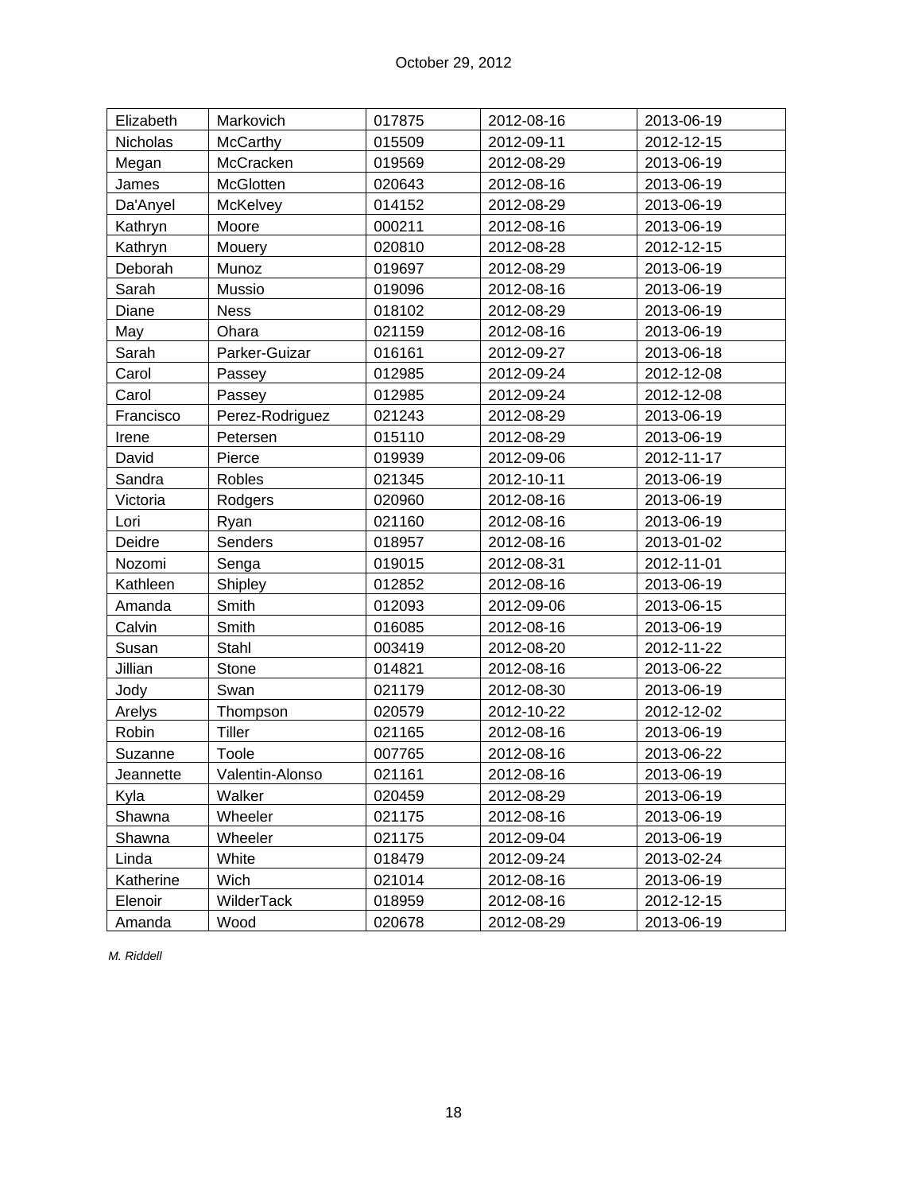October 29, 2012

| | | | | |
|---|---|---|---|---|
| Elizabeth | Markovich | 017875 | 2012-08-16 | 2013-06-19 |
| Nicholas | McCarthy | 015509 | 2012-09-11 | 2012-12-15 |
| Megan | McCracken | 019569 | 2012-08-29 | 2013-06-19 |
| James | McGlotten | 020643 | 2012-08-16 | 2013-06-19 |
| Da'Anyel | McKelvey | 014152 | 2012-08-29 | 2013-06-19 |
| Kathryn | Moore | 000211 | 2012-08-16 | 2013-06-19 |
| Kathryn | Mouery | 020810 | 2012-08-28 | 2012-12-15 |
| Deborah | Munoz | 019697 | 2012-08-29 | 2013-06-19 |
| Sarah | Mussio | 019096 | 2012-08-16 | 2013-06-19 |
| Diane | Ness | 018102 | 2012-08-29 | 2013-06-19 |
| May | Ohara | 021159 | 2012-08-16 | 2013-06-19 |
| Sarah | Parker-Guizar | 016161 | 2012-09-27 | 2013-06-18 |
| Carol | Passey | 012985 | 2012-09-24 | 2012-12-08 |
| Carol | Passey | 012985 | 2012-09-24 | 2012-12-08 |
| Francisco | Perez-Rodriguez | 021243 | 2012-08-29 | 2013-06-19 |
| Irene | Petersen | 015110 | 2012-08-29 | 2013-06-19 |
| David | Pierce | 019939 | 2012-09-06 | 2012-11-17 |
| Sandra | Robles | 021345 | 2012-10-11 | 2013-06-19 |
| Victoria | Rodgers | 020960 | 2012-08-16 | 2013-06-19 |
| Lori | Ryan | 021160 | 2012-08-16 | 2013-06-19 |
| Deidre | Senders | 018957 | 2012-08-16 | 2013-01-02 |
| Nozomi | Senga | 019015 | 2012-08-31 | 2012-11-01 |
| Kathleen | Shipley | 012852 | 2012-08-16 | 2013-06-19 |
| Amanda | Smith | 012093 | 2012-09-06 | 2013-06-15 |
| Calvin | Smith | 016085 | 2012-08-16 | 2013-06-19 |
| Susan | Stahl | 003419 | 2012-08-20 | 2012-11-22 |
| Jillian | Stone | 014821 | 2012-08-16 | 2013-06-22 |
| Jody | Swan | 021179 | 2012-08-30 | 2013-06-19 |
| Arelys | Thompson | 020579 | 2012-10-22 | 2012-12-02 |
| Robin | Tiller | 021165 | 2012-08-16 | 2013-06-19 |
| Suzanne | Toole | 007765 | 2012-08-16 | 2013-06-22 |
| Jeannette | Valentin-Alonso | 021161 | 2012-08-16 | 2013-06-19 |
| Kyla | Walker | 020459 | 2012-08-29 | 2013-06-19 |
| Shawna | Wheeler | 021175 | 2012-08-16 | 2013-06-19 |
| Shawna | Wheeler | 021175 | 2012-09-04 | 2013-06-19 |
| Linda | White | 018479 | 2012-09-24 | 2013-02-24 |
| Katherine | Wich | 021014 | 2012-08-16 | 2013-06-19 |
| Elenoir | WilderTack | 018959 | 2012-08-16 | 2012-12-15 |
| Amanda | Wood | 020678 | 2012-08-29 | 2013-06-19 |

*M. Riddell*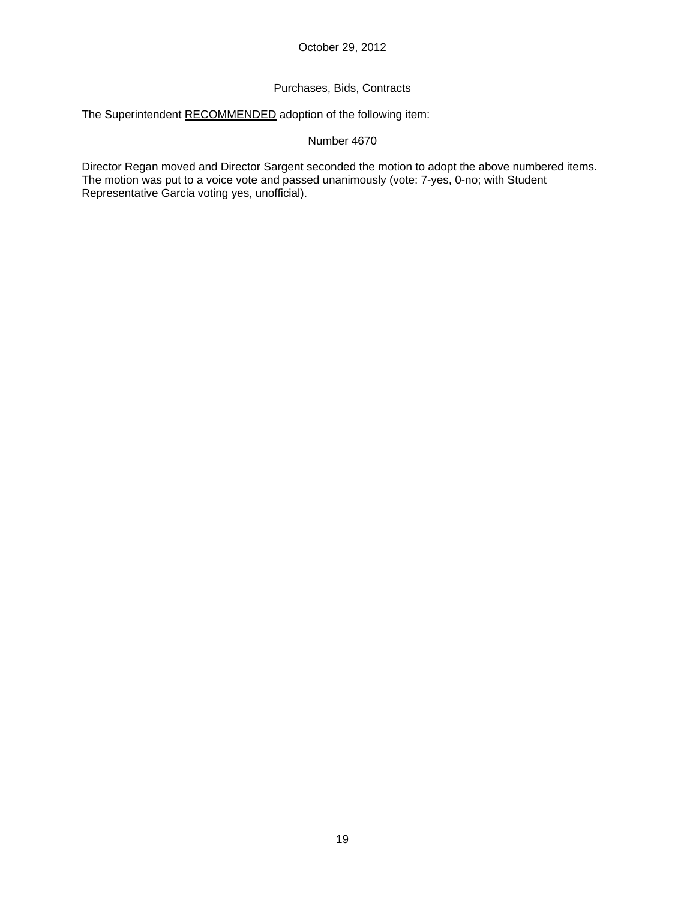October 29, 2012

## Purchases, Bids, Contracts

The Superintendent RECOMMENDED adoption of the following item:

Number 4670

Director Regan moved and Director Sargent seconded the motion to adopt the above numbered items. The motion was put to a voice vote and passed unanimously (vote: 7-yes, 0-no; with Student Representative Garcia voting yes, unofficial).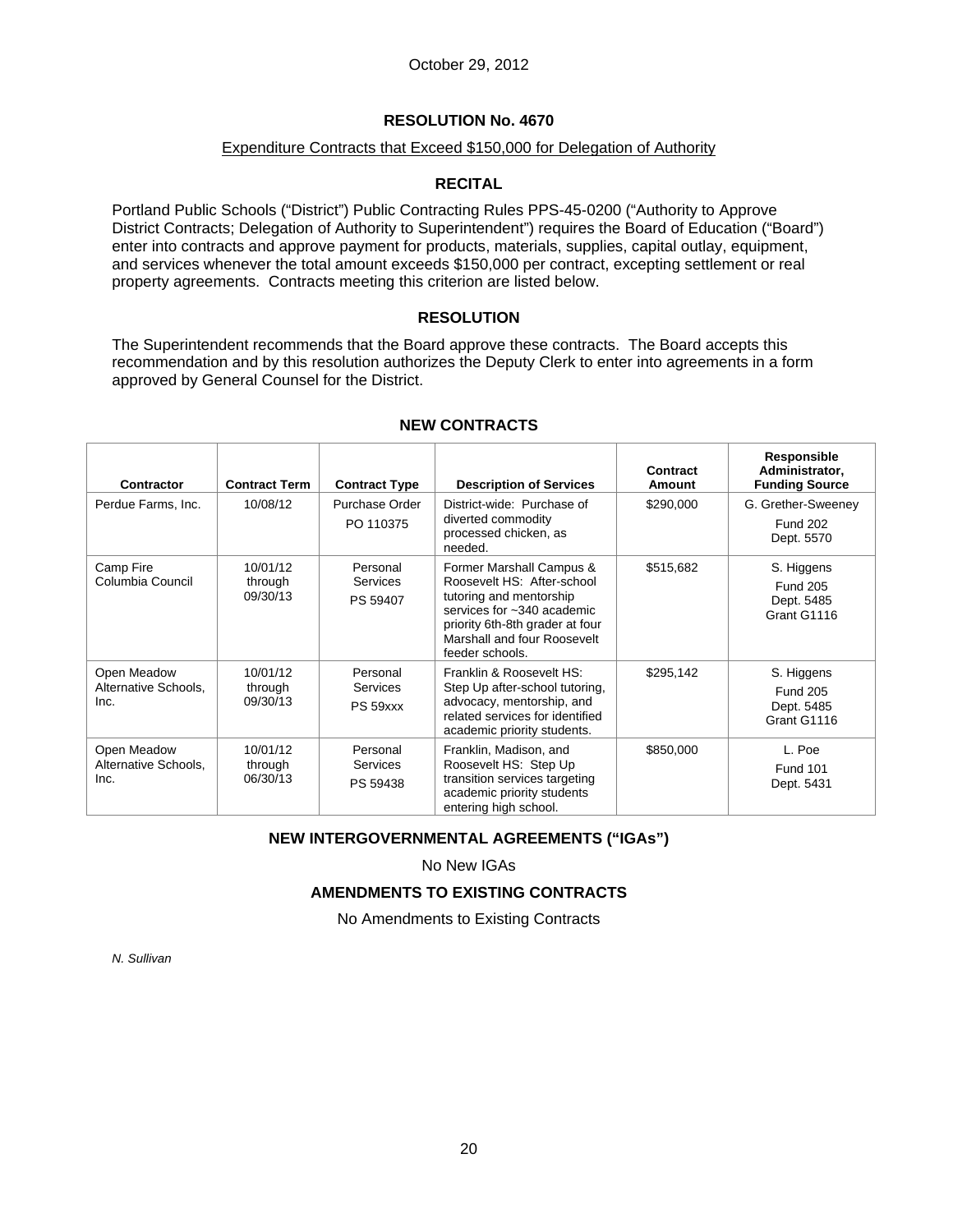October 29, 2012

# RESOLUTION No. 4670

Expenditure Contracts that Exceed $150,000 for Delegation of Authority

## RECITAL

Portland Public Schools ("District") Public Contracting Rules PPS-45-0200 ("Authority to Approve District Contracts; Delegation of Authority to Superintendent") requires the Board of Education ("Board") enter into contracts and approve payment for products, materials, supplies, capital outlay, equipment, and services whenever the total amount exceeds $150,000 per contract, excepting settlement or real property agreements. Contracts meeting this criterion are listed below.

## RESOLUTION

The Superintendent recommends that the Board approve these contracts. The Board accepts this recommendation and by this resolution authorizes the Deputy Clerk to enter into agreements in a form approved by General Counsel for the District.

## NEW CONTRACTS

| Contractor | Contract Term | Contract Type | Description of Services | Contract Amount | Responsible Administrator, Funding Source |
|---|---|---|---|---|---|
| Perdue Farms, Inc. | 10/08/12 | Purchase Order PO 110375 | District-wide: Purchase of diverted commodity processed chicken, as needed. | $290,000 | G. Grether-Sweeney Fund 202 Dept. 5570 |
| Camp Fire Columbia Council | 10/01/12 through 09/30/13 | Personal Services PS 59407 | Former Marshall Campus & Roosevelt HS: After-school tutoring and mentorship services for ~340 academic priority 6th-8th grader at four Marshall and four Roosevelt feeder schools. | $515,682 | S. Higgens Fund 205 Dept. 5485 Grant G1116 |
| Open Meadow Alternative Schools, Inc. | 10/01/12 through 09/30/13 | Personal Services PS 59xxx | Franklin & Roosevelt HS: Step Up after-school tutoring, advocacy, mentorship, and related services for identified academic priority students. | $295,142 | S. Higgens Fund 205 Dept. 5485 Grant G1116 |
| Open Meadow Alternative Schools, Inc. | 10/01/12 through 06/30/13 | Personal Services PS 59438 | Franklin, Madison, and Roosevelt HS: Step Up transition services targeting academic priority students entering high school. | $850,000 | L. Poe Fund 101 Dept. 5431 |

## NEW INTERGOVERNMENTAL AGREEMENTS ("IGAs")

No New IGAs

## AMENDMENTS TO EXISTING CONTRACTS

No Amendments to Existing Contracts

*N. Sullivan*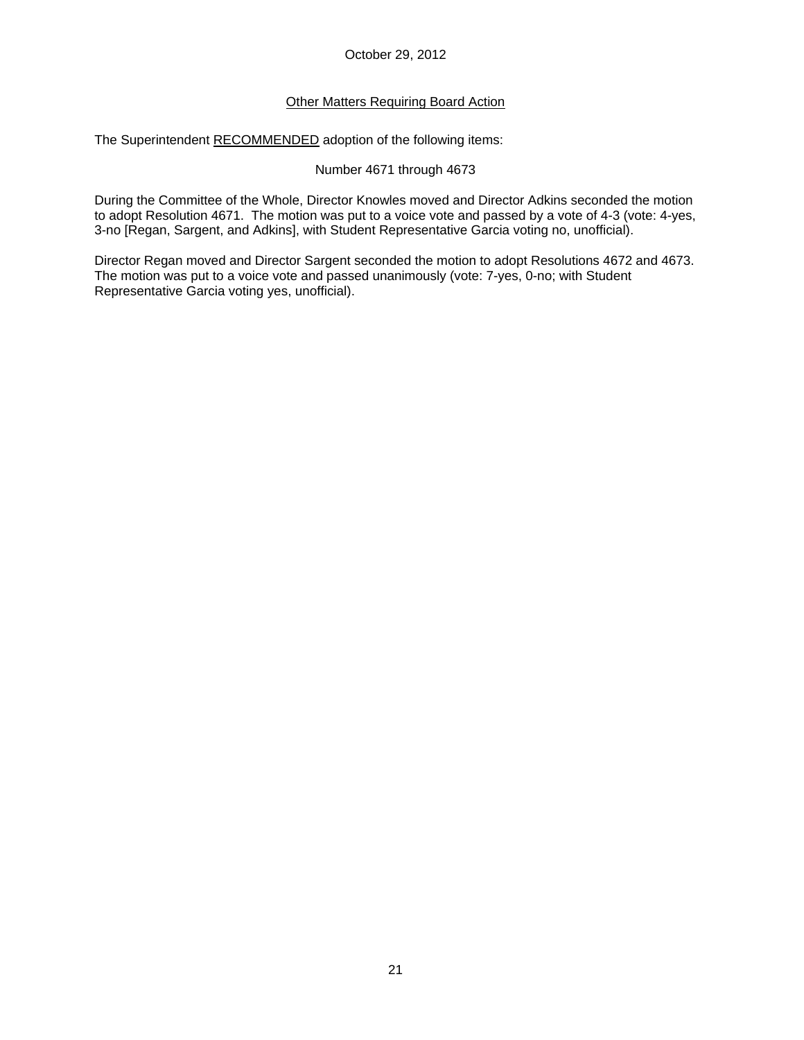October 29, 2012

## Other Matters Requiring Board Action

The Superintendent RECOMMENDED adoption of the following items:

Number 4671 through 4673

During the Committee of the Whole, Director Knowles moved and Director Adkins seconded the motion to adopt Resolution 4671. The motion was put to a voice vote and passed by a vote of 4-3 (vote: 4-yes, 3-no [Regan, Sargent, and Adkins], with Student Representative Garcia voting no, unofficial).

Director Regan moved and Director Sargent seconded the motion to adopt Resolutions 4672 and 4673. The motion was put to a voice vote and passed unanimously (vote: 7-yes, 0-no; with Student Representative Garcia voting yes, unofficial).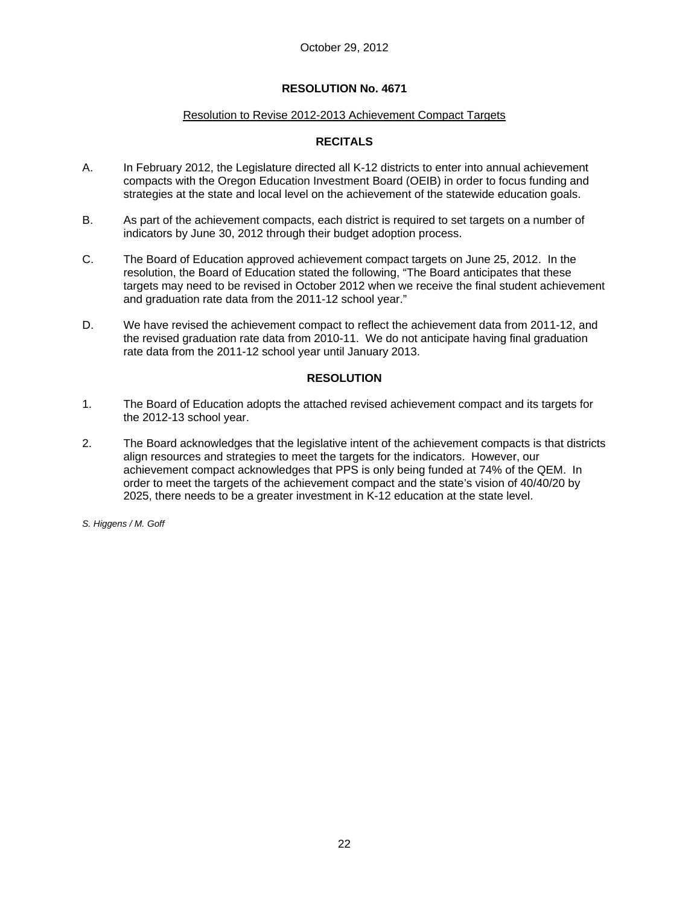October 29, 2012

**RESOLUTION No. 4671**

Resolution to Revise 2012-2013 Achievement Compact Targets

**RECITALS**

A. In February 2012, the Legislature directed all K-12 districts to enter into annual achievement compacts with the Oregon Education Investment Board (OEIB) in order to focus funding and strategies at the state and local level on the achievement of the statewide education goals.

B. As part of the achievement compacts, each district is required to set targets on a number of indicators by June 30, 2012 through their budget adoption process.

C. The Board of Education approved achievement compact targets on June 25, 2012. In the resolution, the Board of Education stated the following, "The Board anticipates that these targets may need to be revised in October 2012 when we receive the final student achievement and graduation rate data from the 2011-12 school year."

D. We have revised the achievement compact to reflect the achievement data from 2011-12, and the revised graduation rate data from 2010-11. We do not anticipate having final graduation rate data from the 2011-12 school year until January 2013.

**RESOLUTION**

1. The Board of Education adopts the attached revised achievement compact and its targets for the 2012-13 school year.

2. The Board acknowledges that the legislative intent of the achievement compacts is that districts align resources and strategies to meet the targets for the indicators. However, our achievement compact acknowledges that PPS is only being funded at 74% of the QEM. In order to meet the targets of the achievement compact and the state's vision of 40/40/20 by 2025, there needs to be a greater investment in K-12 education at the state level.

*S. Higgens / M. Goff*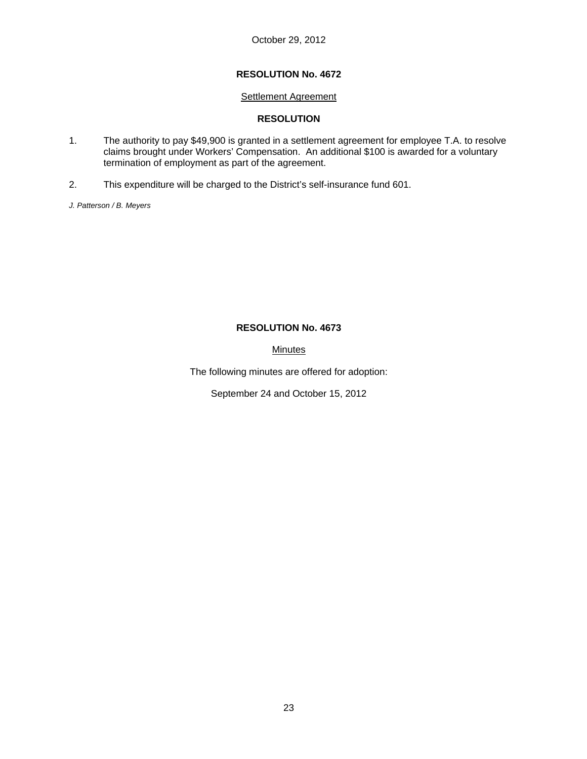October 29, 2012

## RESOLUTION No. 4672

Settlement Agreement

### RESOLUTION

1. The authority to pay $49,900 is granted in a settlement agreement for employee T.A. to resolve claims brought under Workers' Compensation. An additional $100 is awarded for a voluntary termination of employment as part of the agreement.

2. This expenditure will be charged to the District's self-insurance fund 601.

*J. Patterson / B. Meyers*

## RESOLUTION No. 4673

Minutes

The following minutes are offered for adoption:

September 24 and October 15, 2012